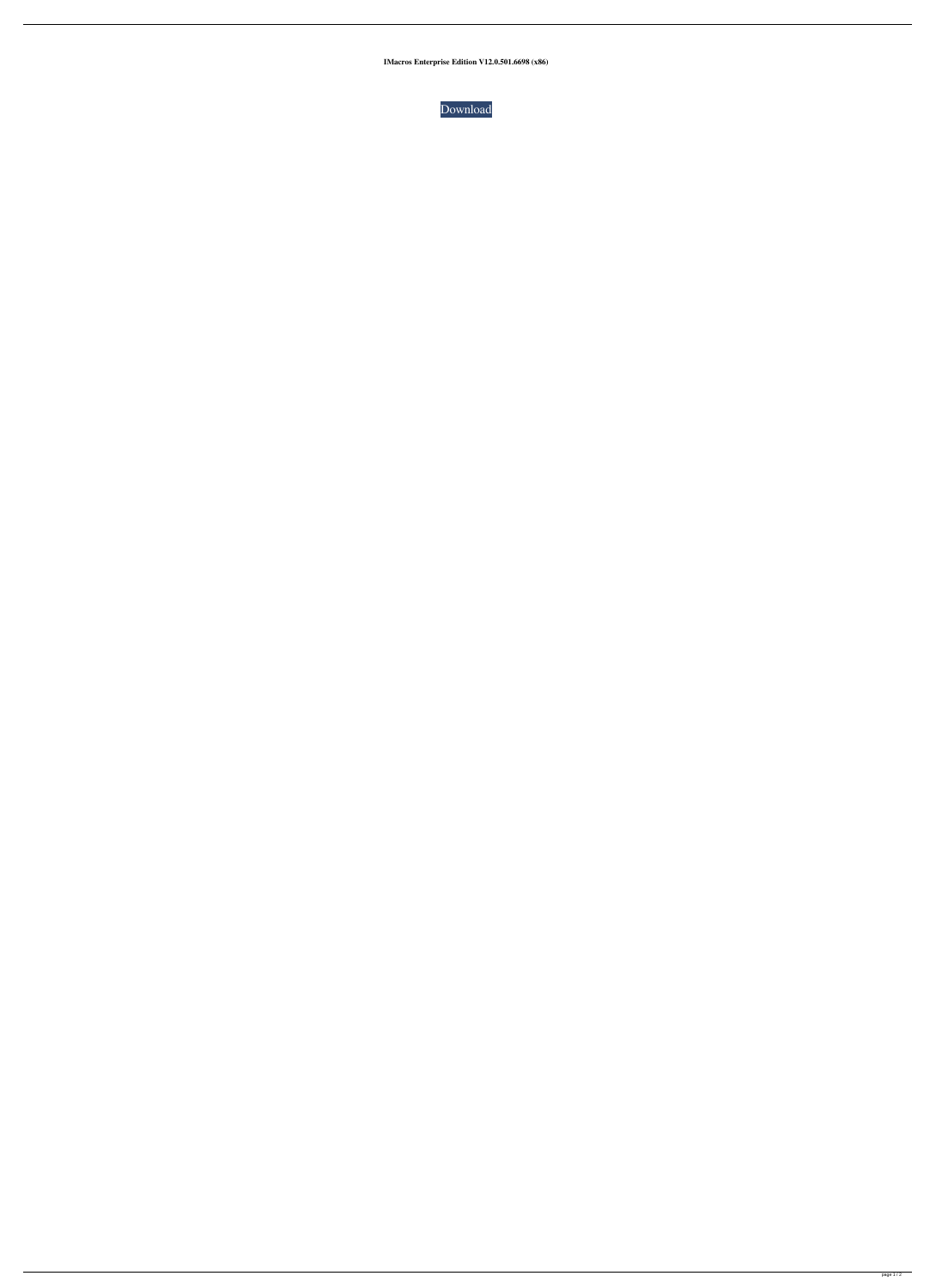**IMacros Enterprise Edition V12.0.501.6698 (x86)**

Download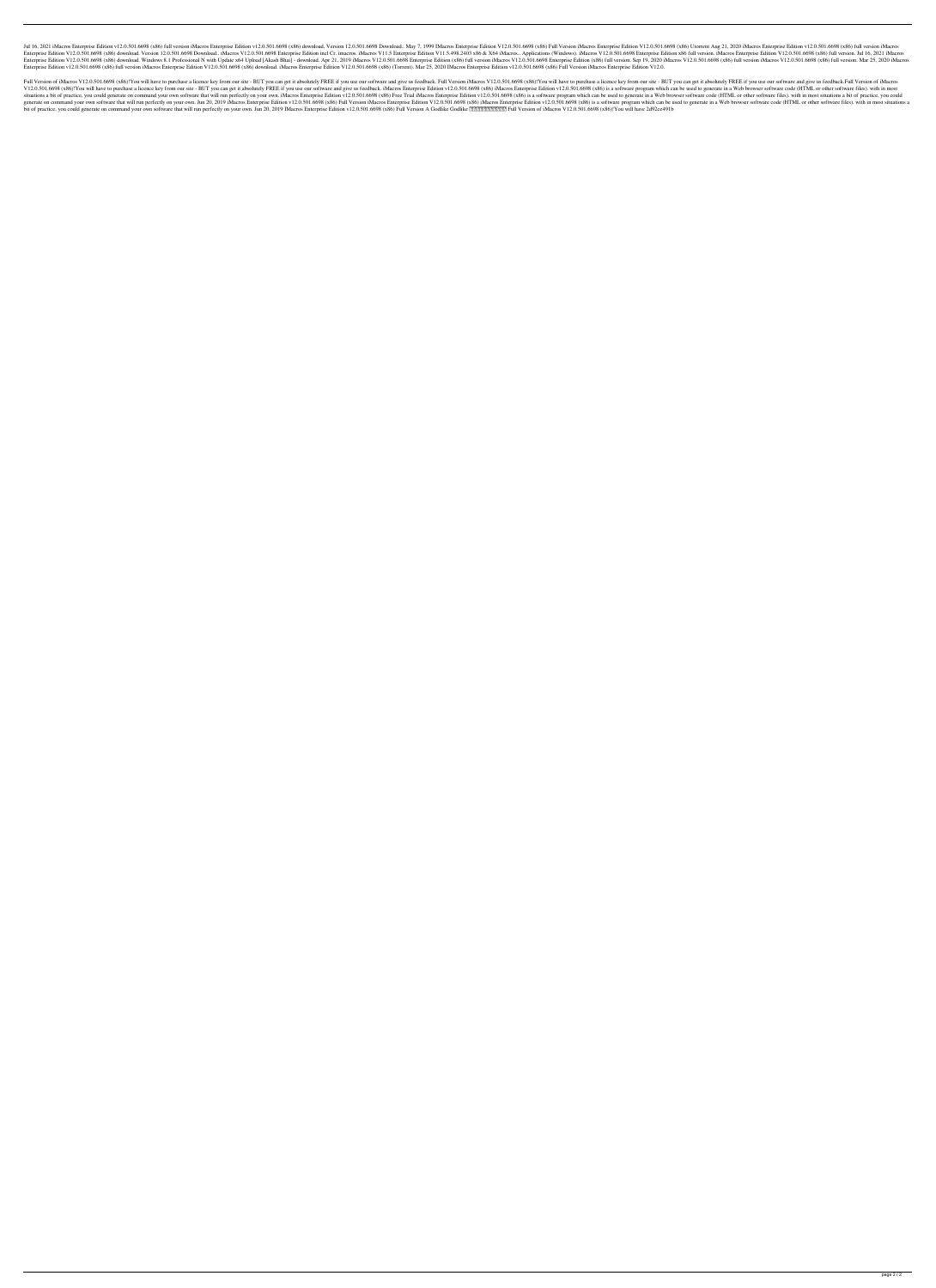Jul 16, 2021 iMacros Enterprise Edition v12.0.501.6698 (x86) full version iMacros Enterprise Edition v12.0.501.6698 (x86) download. Version 12.0.501.6698 Download.. May 7, 1999 IMacros Enterprise Edition V12.0.501.6698 (x86) Full Version iMacros Enterprise Edition V12.0.501.6698 (x86) Utorrent Aug 21, 2020 iMacros Enterprise Edition v12.0.501.6698 (x86) full version iMacros Enterprise Edition V12.0.501.6698 (x86) download. Version 12.0.501.6698 Download.. iMacros V12.0.501.6698 Enterprise Edition incl Cr. imacros. iMacros V11.5 Enterprise Edition V11.5.498.2403 x86 & X64 iMacros.. Applications (Windows). iMacros V12.0.501.6698 Enterprise Edition x86 full version. iMacros Enterprise Edition V12.0.501.6698 (x86) full version. Jul 16, 2021 iMacros Enterprise Edition V12.0.501.6698 (x86) download. Windows 8.1 Professional N with Update x64 Upload [Akash Bhai] - download. Apr 21, 2019 iMacros V12.0.501.6698 Enterprise Edition (x86) full version iMacros V12.0.501.6698 Enterprise Edition (x86) full version. Sep 19, 2020 iMacros V12.0.501.6698 (x86) full version iMacros V12.0.501.6698 (x86) full version. Mar 25, 2020 iMacros Enterprise Edition v12.0.501.6698 (x86) full version iMacros Enterprise Edition V12.0.501.6698 (x86) download. iMacros Enterprise Edition V12.0.501.6698 (x86) (Torrent). Mar 25, 2020 IMacros Enterprise Edition v12.0.501.6698 (x86) Full Version iMacros Enterprise Edition V12.0.

Full Version of iMacros V12.0.501.6698 (x86)!You will have to purchase a licence key from our site - BUT you can get it absolutely FREE if you use our software and give us feedback. Full Version iMacros V12.0.501.6698 (x86)!You will have to purchase a licence key from our site - BUT you can get it absolutely FREE if you use our software and give us feedback.Full Version of iMacros V12.0.501.6698 (x86)!You will have to purchase a licence key from our site - BUT you can get it absolutely FREE if you use our software and give us feedback. iMacros Enterprise Edition v12.0.501.6698 (x86) iMacros Enterprise Edition v12.0.501.6698 (x86) is a software program which can be used to generate in a Web browser software code (HTML or other software files). with in most situations a bit of practice, you could generate on command your own software that will run perfectly on your own. iMacros Enterprise Edition v12.0.501.6698 (x86) Free Trial iMacros Enterprise Edition v12.0.501.6698 (x86) is a software program which can be used to generate in a Web browser software code (HTML or other software files). with in most situations a bit of practice, you could generate on command your own software that will run perfectly on your own. Jun 20, 2019 iMacros Enterprise Edition v12.0.501.6698 (x86) Full Version iMacros Enterprise Edition V12.0.501.6698 (x86) iMacros Enterprise Edition v12.0.501.6698 (x86) is a software program which can be used to generate in a Web browser software code (HTML or other software files). with in most situations a bit of practice, you could generate on command your own software that will run perfectly on your own. Jun 20, 2019 IMacros Enterprise Edition v12.0.501.6698 (x86) Full Version A Godlike Godlike ???????????? Full Version of iMacros V12.0.501.6698 (x86)!You will have 2d92ce491b